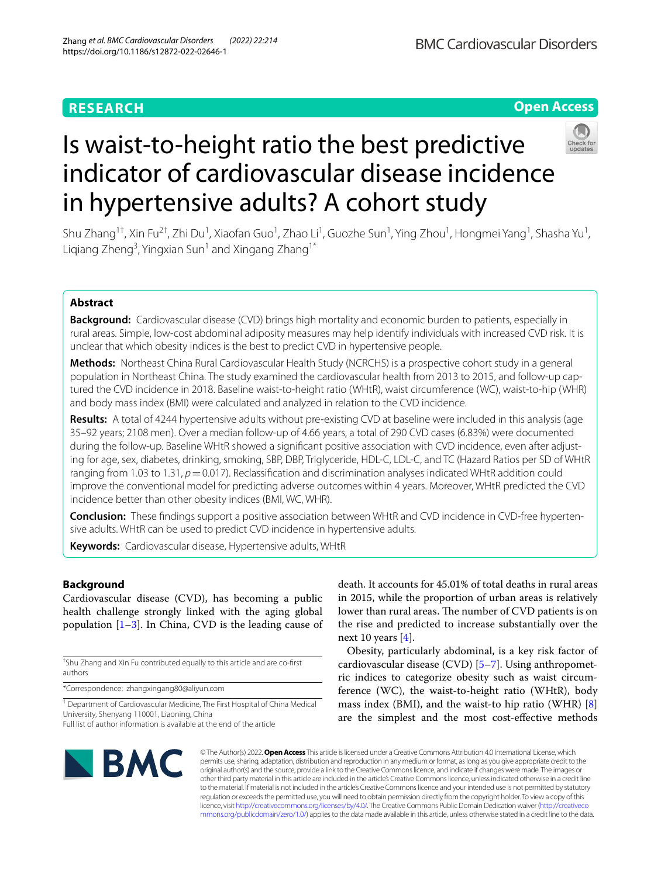RESEARCH

Open Access

# Is waist-to-height ratio the best predictive indicator of cardiovascular disease incidence in hypertensive adults? A cohort study

Shu Zhang[1†], Xin Fu[2†], Zhi Du[1], Xiaofan Guo[1], Zhao Li[1], Guozhe Sun[1], Ying Zhou[1], Hongmei Yang[1], Shasha Yu[1], Liqiang Zheng[3], Yingxian Sun[1] and Xingang Zhang[1*]

## Abstract

**Background:** Cardiovascular disease (CVD) brings high mortality and economic burden to patients, especially in rural areas. Simple, low-cost abdominal adiposity measures may help identify individuals with increased CVD risk. It is unclear that which obesity indices is the best to predict CVD in hypertensive people.

**Methods:** Northeast China Rural Cardiovascular Health Study (NCRCHS) is a prospective cohort study in a general population in Northeast China. The study examined the cardiovascular health from 2013 to 2015, and follow-up captured the CVD incidence in 2018. Baseline waist-to-height ratio (WHtR), waist circumference (WC), waist-to-hip (WHR) and body mass index (BMI) were calculated and analyzed in relation to the CVD incidence.

**Results:** A total of 4244 hypertensive adults without pre-existing CVD at baseline were included in this analysis (age 35–92 years; 2108 men). Over a median follow-up of 4.66 years, a total of 290 CVD cases (6.83%) were documented during the follow-up. Baseline WHtR showed a significant positive association with CVD incidence, even after adjusting for age, sex, diabetes, drinking, smoking, SBP, DBP, Triglyceride, HDL-C, LDL-C, and TC (Hazard Ratios per SD of WHtR ranging from 1.03 to 1.31, $p=0.017$). Reclassification and discrimination analyses indicated WHtR addition could improve the conventional model for predicting adverse outcomes within 4 years. Moreover, WHtR predicted the CVD incidence better than other obesity indices (BMI, WC, WHR).

**Conclusion:** These findings support a positive association between WHtR and CVD incidence in CVD-free hypertensive adults. WHtR can be used to predict CVD incidence in hypertensive adults.

**Keywords:** Cardiovascular disease, Hypertensive adults, WHtR

## Background

Cardiovascular disease (CVD), has becoming a public health challenge strongly linked with the aging global population [1–3]. In China, CVD is the leading cause of death. It accounts for 45.01% of total deaths in rural areas in 2015, while the proportion of urban areas is relatively lower than rural areas. The number of CVD patients is on the rise and predicted to increase substantially over the next 10 years [4].

Obesity, particularly abdominal, is a key risk factor of cardiovascular disease (CVD) [5–7]. Using anthropometric indices to categorize obesity such as waist circumference (WC), the waist-to-height ratio (WHtR), body mass index (BMI), and the waist-to hip ratio (WHR) [8] are the simplest and the most cost-effective methods

[†]Shu Zhang and Xin Fu contributed equally to this article and are co-first authors

*Correspondence: zhangxingang80@aliyun.com

[1] Department of Cardiovascular Medicine, The First Hospital of China Medical University, Shenyang 110001, Liaoning, China

Full list of author information is available at the end of the article

© The Author(s) 2022. **Open Access** This article is licensed under a Creative Commons Attribution 4.0 International License, which permits use, sharing, adaptation, distribution and reproduction in any medium or format, as long as you give appropriate credit to the original author(s) and the source, provide a link to the Creative Commons licence, and indicate if changes were made. The images or other third party material in this article are included in the article's Creative Commons licence, unless indicated otherwise in a credit line to the material. If material is not included in the article's Creative Commons licence and your intended use is not permitted by statutory regulation or exceeds the permitted use, you will need to obtain permission directly from the copyright holder. To view a copy of this licence, visit http://creativecommons.org/licenses/by/4.0/. The Creative Commons Public Domain Dedication waiver (http://creativecommons.org/publicdomain/zero/1.0/) applies to the data made available in this article, unless otherwise stated in a credit line to the data.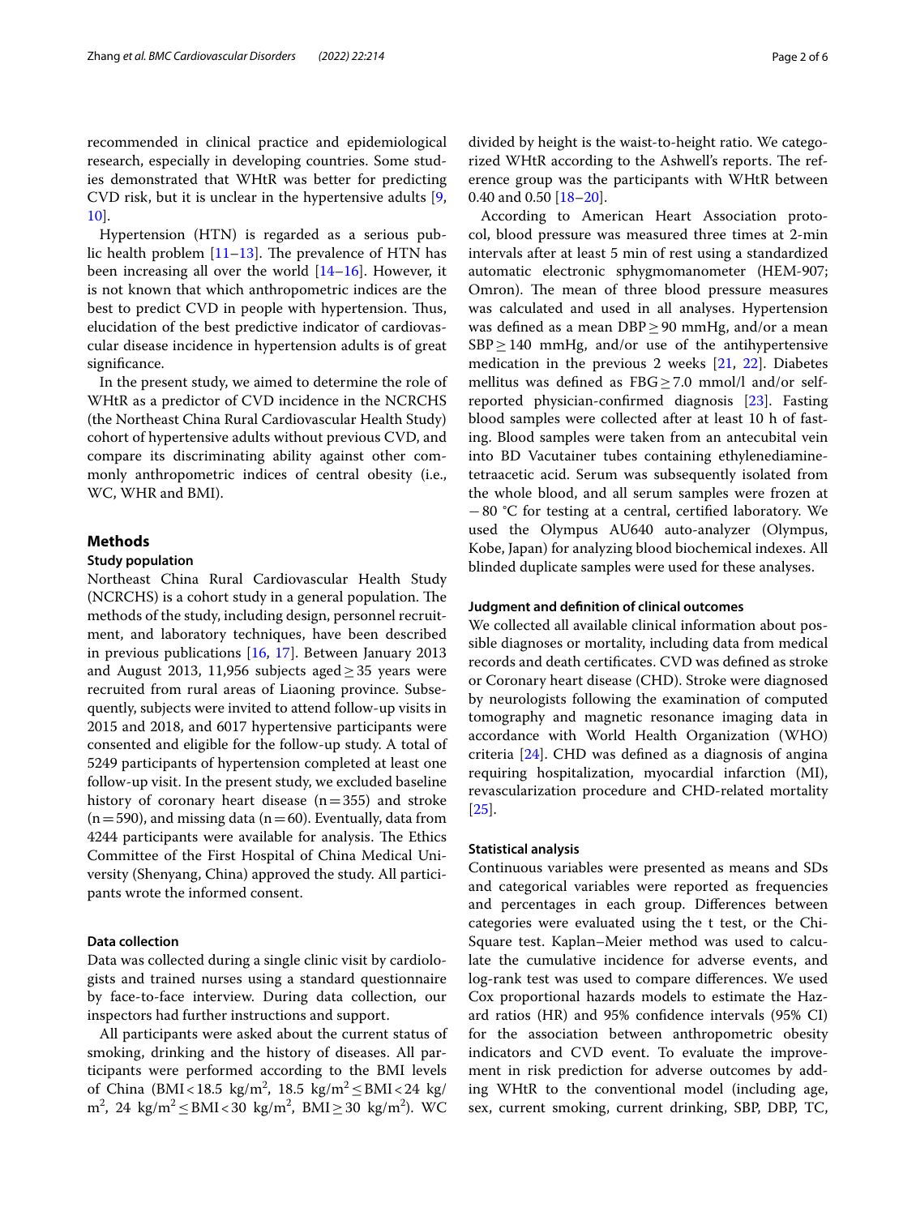recommended in clinical practice and epidemiological research, especially in developing countries. Some studies demonstrated that WHtR was better for predicting CVD risk, but it is unclear in the hypertensive adults [9, 10].

Hypertension (HTN) is regarded as a serious public health problem [11–13]. The prevalence of HTN has been increasing all over the world [14–16]. However, it is not known that which anthropometric indices are the best to predict CVD in people with hypertension. Thus, elucidation of the best predictive indicator of cardiovascular disease incidence in hypertension adults is of great significance.

In the present study, we aimed to determine the role of WHtR as a predictor of CVD incidence in the NCRCHS (the Northeast China Rural Cardiovascular Health Study) cohort of hypertensive adults without previous CVD, and compare its discriminating ability against other commonly anthropometric indices of central obesity (i.e., WC, WHR and BMI).

## Methods

### Study population

Northeast China Rural Cardiovascular Health Study (NCRCHS) is a cohort study in a general population. The methods of the study, including design, personnel recruitment, and laboratory techniques, have been described in previous publications [16, 17]. Between January 2013 and August 2013, 11,956 subjects aged $\geq 35$ years were recruited from rural areas of Liaoning province. Subsequently, subjects were invited to attend follow-up visits in 2015 and 2018, and 6017 hypertensive participants were consented and eligible for the follow-up study. A total of 5249 participants of hypertension completed at least one follow-up visit. In the present study, we excluded baseline history of coronary heart disease ($n = 355$) and stroke ($n = 590$), and missing data ($n = 60$). Eventually, data from 4244 participants were available for analysis. The Ethics Committee of the First Hospital of China Medical University (Shenyang, China) approved the study. All participants wrote the informed consent.

### Data collection

Data was collected during a single clinic visit by cardiologists and trained nurses using a standard questionnaire by face-to-face interview. During data collection, our inspectors had further instructions and support.

All participants were asked about the current status of smoking, drinking and the history of diseases. All participants were performed according to the BMI levels of China (BMI < 18.5 kg/m$^2$, 18.5 kg/m$^2 \leq$ BMI < 24 kg/m$^2$, 24 kg/m$^2 \leq$ BMI < 30 kg/m$^2$, BMI $\geq$ 30 kg/m$^2$). WC divided by height is the waist-to-height ratio. We categorized WHtR according to the Ashwell's reports. The reference group was the participants with WHtR between 0.40 and 0.50 [18–20].

According to American Heart Association protocol, blood pressure was measured three times at 2-min intervals after at least 5 min of rest using a standardized automatic electronic sphygmomanometer (HEM-907; Omron). The mean of three blood pressure measures was calculated and used in all analyses. Hypertension was defined as a mean DBP $\geq$ 90 mmHg, and/or a mean SBP $\geq$ 140 mmHg, and/or use of the antihypertensive medication in the previous 2 weeks [21, 22]. Diabetes mellitus was defined as FBG $\geq$ 7.0 mmol/l and/or self-reported physician-confirmed diagnosis [23]. Fasting blood samples were collected after at least 10 h of fasting. Blood samples were taken from an antecubital vein into BD Vacutainer tubes containing ethylenediaminetetraacetic acid. Serum was subsequently isolated from the whole blood, and all serum samples were frozen at −80 °C for testing at a central, certified laboratory. We used the Olympus AU640 auto-analyzer (Olympus, Kobe, Japan) for analyzing blood biochemical indexes. All blinded duplicate samples were used for these analyses.

### Judgment and definition of clinical outcomes

We collected all available clinical information about possible diagnoses or mortality, including data from medical records and death certificates. CVD was defined as stroke or Coronary heart disease (CHD). Stroke were diagnosed by neurologists following the examination of computed tomography and magnetic resonance imaging data in accordance with World Health Organization (WHO) criteria [24]. CHD was defined as a diagnosis of angina requiring hospitalization, myocardial infarction (MI), revascularization procedure and CHD-related mortality [25].

### Statistical analysis

Continuous variables were presented as means and SDs and categorical variables were reported as frequencies and percentages in each group. Differences between categories were evaluated using the t test, or the Chi-Square test. Kaplan–Meier method was used to calculate the cumulative incidence for adverse events, and log-rank test was used to compare differences. We used Cox proportional hazards models to estimate the Hazard ratios (HR) and 95% confidence intervals (95% CI) for the association between anthropometric obesity indicators and CVD event. To evaluate the improvement in risk prediction for adverse outcomes by adding WHtR to the conventional model (including age, sex, current smoking, current drinking, SBP, DBP, TC,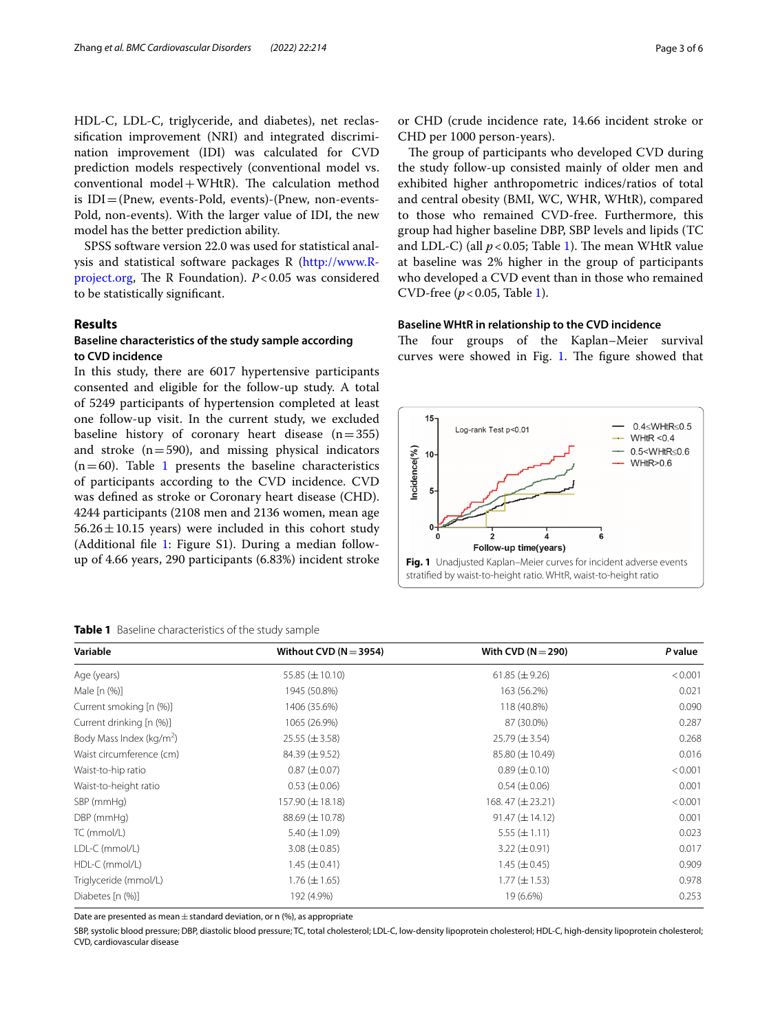HDL-C, LDL-C, triglyceride, and diabetes), net reclassification improvement (NRI) and integrated discrimination improvement (IDI) was calculated for CVD prediction models respectively (conventional model vs. conventional model + WHtR). The calculation method is IDI = (Pnew, events-Pold, events)-(Pnew, non-events-Pold, non-events). With the larger value of IDI, the new model has the better prediction ability.

SPSS software version 22.0 was used for statistical analysis and statistical software packages R (http://www.R-project.org, The R Foundation). $P < 0.05$ was considered to be statistically significant.

## Results

### Baseline characteristics of the study sample according to CVD incidence

In this study, there are 6017 hypertensive participants consented and eligible for the follow-up study. A total of 5249 participants of hypertension completed at least one follow-up visit. In the current study, we excluded baseline history of coronary heart disease (n = 355) and stroke (n = 590), and missing physical indicators (n = 60). Table 1 presents the baseline characteristics of participants according to the CVD incidence. CVD was defined as stroke or Coronary heart disease (CHD). 4244 participants (2108 men and 2136 women, mean age 56.26 ± 10.15 years) were included in this cohort study (Additional file 1: Figure S1). During a median follow-up of 4.66 years, 290 participants (6.83%) incident stroke or CHD (crude incidence rate, 14.66 incident stroke or CHD per 1000 person-years).

The group of participants who developed CVD during the study follow-up consisted mainly of older men and exhibited higher anthropometric indices/ratios of total and central obesity (BMI, WC, WHR, WHtR), compared to those who remained CVD-free. Furthermore, this group had higher baseline DBP, SBP levels and lipids (TC and LDL-C) (all $p < 0.05$; Table 1). The mean WHtR value at baseline was 2% higher in the group of participants who developed a CVD event than in those who remained CVD-free ($p < 0.05$, Table 1).

### Baseline WHtR in relationship to the CVD incidence

The four groups of the Kaplan–Meier survival curves were showed in Fig. 1. The figure showed that

**Fig. 1** Unadjusted Kaplan–Meier curves for incident adverse events stratified by waist-to-height ratio. WHtR, waist-to-height ratio

**Table 1** Baseline characteristics of the study sample

| Variable | Without CVD (N = 3954) | With CVD (N = 290) | *P* value |
|---|---|---|---|
| Age (years) | 55.85 (± 10.10) | 61.85 (± 9.26) | < 0.001 |
| Male [n (%)] | 1945 (50.8%) | 163 (56.2%) | 0.021 |
| Current smoking [n (%)] | 1406 (35.6%) | 118 (40.8%) | 0.090 |
| Current drinking [n (%)] | 1065 (26.9%) | 87 (30.0%) | 0.287 |
| Body Mass Index (kg/m$^2$) | 25.55 (± 3.58) | 25.79 (± 3.54) | 0.268 |
| Waist circumference (cm) | 84.39 (± 9.52) | 85.80 (± 10.49) | 0.016 |
| Waist-to-hip ratio | 0.87 (± 0.07) | 0.89 (± 0.10) | < 0.001 |
| Waist-to-height ratio | 0.53 (± 0.06) | 0.54 (± 0.06) | 0.001 |
| SBP (mmHg) | 157.90 (± 18.18) | 168. 47 (± 23.21) | < 0.001 |
| DBP (mmHg) | 88.69 (± 10.78) | 91.47 (± 14.12) | 0.001 |
| TC (mmol/L) | 5.40 (± 1.09) | 5.55 (± 1.11) | 0.023 |
| LDL-C (mmol/L) | 3.08 (± 0.85) | 3.22 (± 0.91) | 0.017 |
| HDL-C (mmol/L) | 1.45 (± 0.41) | 1.45 (± 0.45) | 0.909 |
| Triglyceride (mmol/L) | 1.76 (± 1.65) | 1.77 (± 1.53) | 0.978 |
| Diabetes [n (%)] | 192 (4.9%) | 19 (6.6%) | 0.253 |

Date are presented as mean ± standard deviation, or n (%), as appropriate

SBP, systolic blood pressure; DBP, diastolic blood pressure; TC, total cholesterol; LDL-C, low-density lipoprotein cholesterol; HDL-C, high-density lipoprotein cholesterol; CVD, cardiovascular disease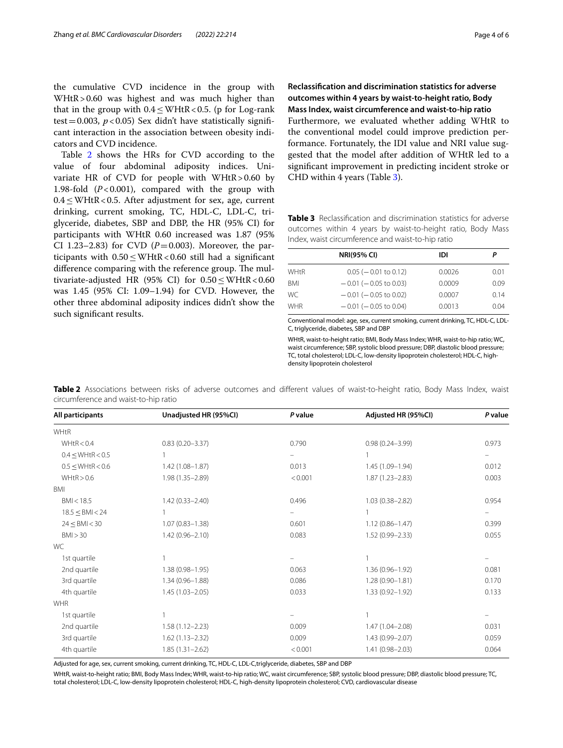the cumulative CVD incidence in the group with WHtR > 0.60 was highest and was much higher than that in the group with $0.4 \leq$ WHtR < 0.5. (p for Log-rank test = 0.003, $p < 0.05$) Sex didn't have statistically significant interaction in the association between obesity indicators and CVD incidence.

Table 2 shows the HRs for CVD according to the value of four abdominal adiposity indices. Univariate HR of CVD for people with WHtR > 0.60 by 1.98-fold ($P < 0.001$), compared with the group with $0.4 \leq$ WHtR < 0.5. After adjustment for sex, age, current drinking, current smoking, TC, HDL-C, LDL-C, triglyceride, diabetes, SBP and DBP, the HR (95% CI) for participants with WHtR 0.60 increased was 1.87 (95% CI 1.23–2.83) for CVD ($P = 0.003$). Moreover, the participants with $0.50 \leq$ WHtR < 0.60 still had a significant difference comparing with the reference group. The multivariate-adjusted HR (95% CI) for $0.50 \leq$ WHtR < 0.60 was 1.45 (95% CI: 1.09–1.94) for CVD. However, the other three abdominal adiposity indices didn't show the such significant results.

### Reclassification and discrimination statistics for adverse outcomes within 4 years by waist-to-height ratio, Body Mass Index, waist circumference and waist-to-hip ratio

Furthermore, we evaluated whether adding WHtR to the conventional model could improve prediction performance. Fortunately, the IDI value and NRI value suggested that the model after addition of WHtR led to a significant improvement in predicting incident stroke or CHD within 4 years (Table 3).

**Table 3** Reclassification and discrimination statistics for adverse outcomes within 4 years by waist-to-height ratio, Body Mass Index, waist circumference and waist-to-hip ratio

| | NRI(95% CI) | IDI | P |
|---|---|---|---|
| WHtR | 0.05 (−0.01 to 0.12) | 0.0026 | 0.01 |
| BMI | −0.01 (−0.05 to 0.03) | 0.0009 | 0.09 |
| WC | −0.01 (−0.05 to 0.02) | 0.0007 | 0.14 |
| WHR | −0.01 (−0.05 to 0.04) | 0.0013 | 0.04 |

Conventional model: age, sex, current smoking, current drinking, TC, HDL-C, LDL-C, triglyceride, diabetes, SBP and DBP

WHtR, waist-to-height ratio; BMI, Body Mass Index; WHR, waist-to-hip ratio; WC, waist circumference; SBP, systolic blood pressure; DBP, diastolic blood pressure; TC, total cholesterol; LDL-C, low-density lipoprotein cholesterol; HDL-C, high-density lipoprotein cholesterol

**Table 2** Associations between risks of adverse outcomes and different values of waist-to-height ratio, Body Mass Index, waist circumference and waist-to-hip ratio

| All participants | Unadjusted HR (95%CI) | P value | Adjusted HR (95%CI) | P value |
|---|---|---|---|---|
| WHtR | | | | |
| WHtR < 0.4 | 0.83 (0.20–3.37) | 0.790 | 0.98 (0.24–3.99) | 0.973 |
| 0.4 ≤ WHtR < 0.5 | 1 | – | 1 | – |
| 0.5 ≤ WHtR < 0.6 | 1.42 (1.08–1.87) | 0.013 | 1.45 (1.09–1.94) | 0.012 |
| WHtR > 0.6 | 1.98 (1.35–2.89) | < 0.001 | 1.87 (1.23–2.83) | 0.003 |
| BMI | | | | |
| BMI < 18.5 | 1.42 (0.33–2.40) | 0.496 | 1.03 (0.38–2.82) | 0.954 |
| 18.5 ≤ BMI < 24 | 1 | – | 1 | – |
| 24 ≤ BMI < 30 | 1.07 (0.83–1.38) | 0.601 | 1.12 (0.86–1.47) | 0.399 |
| BMI > 30 | 1.42 (0.96–2.10) | 0.083 | 1.52 (0.99–2.33) | 0.055 |
| WC | | | | |
| 1st quartile | 1 | – | 1 | – |
| 2nd quartile | 1.38 (0.98–1.95) | 0.063 | 1.36 (0.96–1.92) | 0.081 |
| 3rd quartile | 1.34 (0.96–1.88) | 0.086 | 1.28 (0.90–1.81) | 0.170 |
| 4th quartile | 1.45 (1.03–2.05) | 0.033 | 1.33 (0.92–1.92) | 0.133 |
| WHR | | | | |
| 1st quartile | 1 | – | 1 | – |
| 2nd quartile | 1.58 (1.12–2.23) | 0.009 | 1.47 (1.04–2.08) | 0.031 |
| 3rd quartile | 1.62 (1.13–2.32) | 0.009 | 1.43 (0.99–2.07) | 0.059 |
| 4th quartile | 1.85 (1.31–2.62) | < 0.001 | 1.41 (0.98–2.03) | 0.064 |

Adjusted for age, sex, current smoking, current drinking, TC, HDL-C, LDL-C,triglyceride, diabetes, SBP and DBP

WHtR, waist-to-height ratio; BMI, Body Mass Index; WHR, waist-to-hip ratio; WC, waist circumference; SBP, systolic blood pressure; DBP, diastolic blood pressure; TC, total cholesterol; LDL-C, low-density lipoprotein cholesterol; HDL-C, high-density lipoprotein cholesterol; CVD, cardiovascular disease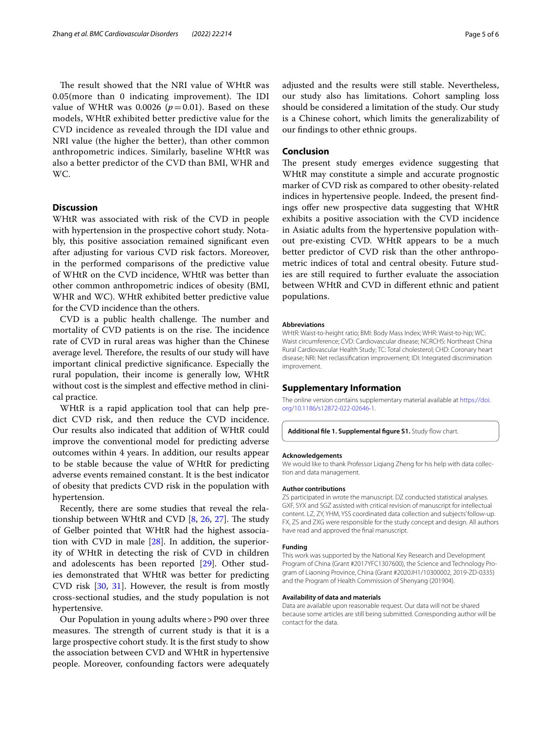The result showed that the NRI value of WHtR was 0.05(more than 0 indicating improvement). The IDI value of WHtR was 0.0026 ($p = 0.01$). Based on these models, WHtR exhibited better predictive value for the CVD incidence as revealed through the IDI value and NRI value (the higher the better), than other common anthropometric indices. Similarly, baseline WHtR was also a better predictor of the CVD than BMI, WHR and WC.

## Discussion

WHtR was associated with risk of the CVD in people with hypertension in the prospective cohort study. Notably, this positive association remained significant even after adjusting for various CVD risk factors. Moreover, in the performed comparisons of the predictive value of WHtR on the CVD incidence, WHtR was better than other common anthropometric indices of obesity (BMI, WHR and WC). WHtR exhibited better predictive value for the CVD incidence than the others.

CVD is a public health challenge. The number and mortality of CVD patients is on the rise. The incidence rate of CVD in rural areas was higher than the Chinese average level. Therefore, the results of our study will have important clinical predictive significance. Especially the rural population, their income is generally low, WHtR without cost is the simplest and effective method in clinical practice.

WHtR is a rapid application tool that can help predict CVD risk, and then reduce the CVD incidence. Our results also indicated that addition of WHtR could improve the conventional model for predicting adverse outcomes within 4 years. In addition, our results appear to be stable because the value of WHtR for predicting adverse events remained constant. It is the best indicator of obesity that predicts CVD risk in the population with hypertension.

Recently, there are some studies that reveal the relationship between WHtR and CVD [8, 26, 27]. The study of Gelber pointed that WHtR had the highest association with CVD in male [28]. In addition, the superiority of WHtR in detecting the risk of CVD in children and adolescents has been reported [29]. Other studies demonstrated that WHtR was better for predicting CVD risk [30, 31]. However, the result is from mostly cross-sectional studies, and the study population is not hypertensive.

Our Population in young adults where > P90 over three measures. The strength of current study is that it is a large prospective cohort study. It is the first study to show the association between CVD and WHtR in hypertensive people. Moreover, confounding factors were adequately adjusted and the results were still stable. Nevertheless, our study also has limitations. Cohort sampling loss should be considered a limitation of the study. Our study is a Chinese cohort, which limits the generalizability of our findings to other ethnic groups.

## Conclusion

The present study emerges evidence suggesting that WHtR may constitute a simple and accurate prognostic marker of CVD risk as compared to other obesity-related indices in hypertensive people. Indeed, the present findings offer new prospective data suggesting that WHtR exhibits a positive association with the CVD incidence in Asiatic adults from the hypertensive population without pre-existing CVD. WHtR appears to be a much better predictor of CVD risk than the other anthropometric indices of total and central obesity. Future studies are still required to further evaluate the association between WHtR and CVD in different ethnic and patient populations.

#### Abbreviations

WHtR: Waist-to-height ratio; BMI: Body Mass Index; WHR: Waist-to-hip; WC: Waist circumference; CVD: Cardiovascular disease; NCRCHS: Northeast China Rural Cardiovascular Health Study; TC: Total cholesterol; CHD: Coronary heart disease; NRI: Net reclassification improvement; IDI: Integrated discrimination improvement.

## Supplementary Information

The online version contains supplementary material available at https://doi.org/10.1186/s12872-022-02646-1.

**Additional file 1. Supplemental figure S1.** Study flow chart.

#### Acknowledgements

We would like to thank Professor Liqiang Zheng for his help with data collection and data management.

#### Author contributions

ZS participated in wrote the manuscript. DZ conducted statistical analyses. GXF, SYX and SGZ assisted with critical revision of manuscript for intellectual content. LZ, ZY, YHM, YSS coordinated data collection and subjects' follow-up. FX, ZS and ZXG were responsible for the study concept and design. All authors have read and approved the final manuscript.

#### Funding

This work was supported by the National Key Research and Development Program of China (Grant #2017YFC1307600), the Science and Technology Program of Liaoning Province, China (Grant #2020JH1/10300002, 2019-ZD-0335) and the Program of Health Commission of Shenyang (201904).

#### Availability of data and materials

Data are available upon reasonable request. Our data will not be shared because some articles are still being submitted. Corresponding author will be contact for the data.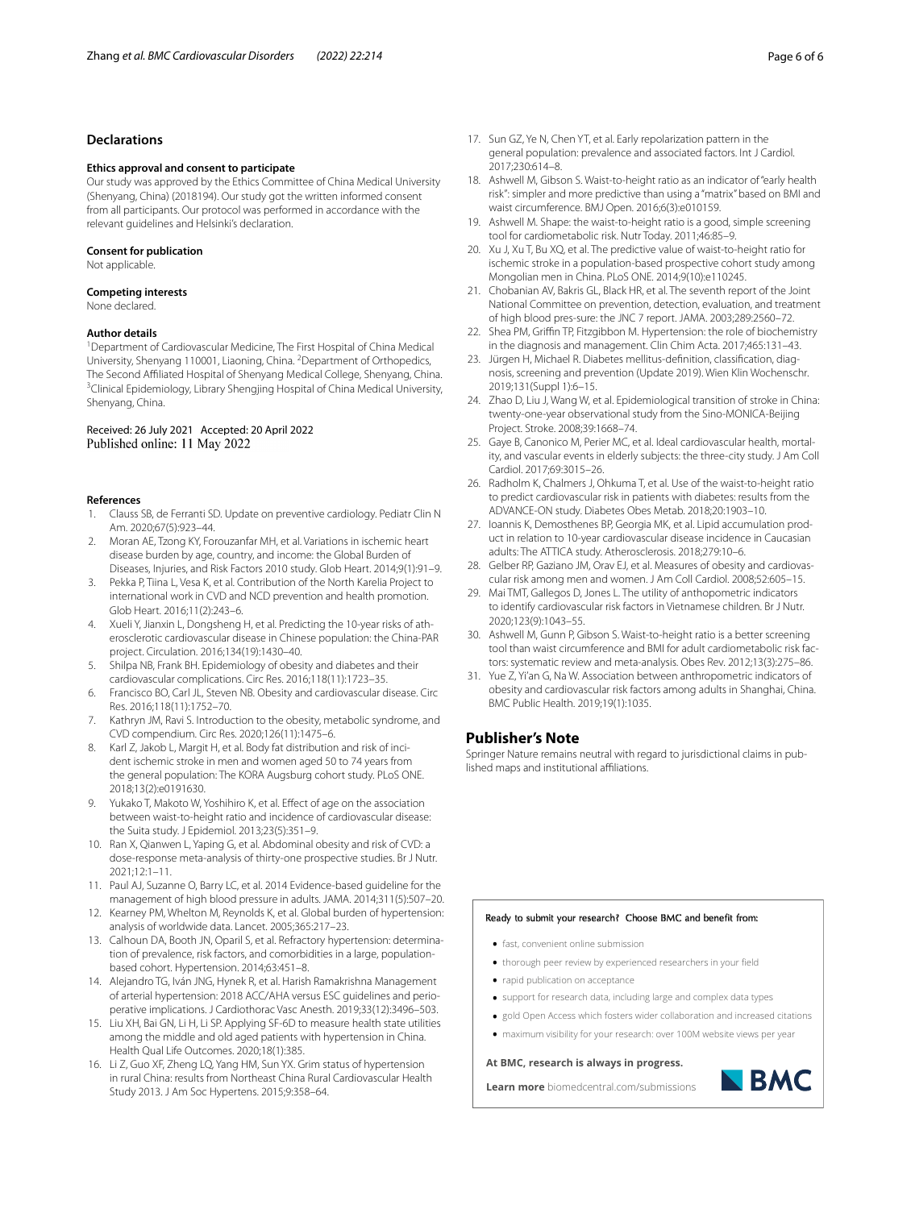## Declarations

### Ethics approval and consent to participate

Our study was approved by the Ethics Committee of China Medical University (Shenyang, China) (2018194). Our study got the written informed consent from all participants. Our protocol was performed in accordance with the relevant guidelines and Helsinki's declaration.

### Consent for publication

Not applicable.

### Competing interests

None declared.

### Author details

[1]Department of Cardiovascular Medicine, The First Hospital of China Medical University, Shenyang 110001, Liaoning, China. [2]Department of Orthopedics, The Second Affiliated Hospital of Shenyang Medical College, Shenyang, China. [3]Clinical Epidemiology, Library Shengjing Hospital of China Medical University, Shenyang, China.

Received: 26 July 2021 Accepted: 20 April 2022
Published online: 11 May 2022

### References

1. Clauss SB, de Ferranti SD. Update on preventive cardiology. Pediatr Clin N Am. 2020;67(5):923–44.
2. Moran AE, Tzong KY, Forouzanfar MH, et al. Variations in ischemic heart disease burden by age, country, and income: the Global Burden of Diseases, Injuries, and Risk Factors 2010 study. Glob Heart. 2014;9(1):91–9.
3. Pekka P, Tiina L, Vesa K, et al. Contribution of the North Karelia Project to international work in CVD and NCD prevention and health promotion. Glob Heart. 2016;11(2):243–6.
4. Xueli Y, Jianxin L, Dongsheng H, et al. Predicting the 10-year risks of atherosclerotic cardiovascular disease in Chinese population: the China-PAR project. Circulation. 2016;134(19):1430–40.
5. Shilpa NB, Frank BH. Epidemiology of obesity and diabetes and their cardiovascular complications. Circ Res. 2016;118(11):1723–35.
6. Francisco BO, Carl JL, Steven NB. Obesity and cardiovascular disease. Circ Res. 2016;118(11):1752–70.
7. Kathryn JM, Ravi S. Introduction to the obesity, metabolic syndrome, and CVD compendium. Circ Res. 2020;126(11):1475–6.
8. Karl Z, Jakob L, Margit H, et al. Body fat distribution and risk of incident ischemic stroke in men and women aged 50 to 74 years from the general population: The KORA Augsburg cohort study. PLoS ONE. 2018;13(2):e0191630.
9. Yukako T, Makoto W, Yoshihiro K, et al. Effect of age on the association between waist-to-height ratio and incidence of cardiovascular disease: the Suita study. J Epidemiol. 2013;23(5):351–9.
10. Ran X, Qianwen L, Yaping G, et al. Abdominal obesity and risk of CVD: a dose-response meta-analysis of thirty-one prospective studies. Br J Nutr. 2021;12:1–11.
11. Paul AJ, Suzanne O, Barry LC, et al. 2014 Evidence-based guideline for the management of high blood pressure in adults. JAMA. 2014;311(5):507–20.
12. Kearney PM, Whelton M, Reynolds K, et al. Global burden of hypertension: analysis of worldwide data. Lancet. 2005;365:217–23.
13. Calhoun DA, Booth JN, Oparil S, et al. Refractory hypertension: determination of prevalence, risk factors, and comorbidities in a large, population-based cohort. Hypertension. 2014;63:451–8.
14. Alejandro TG, Iván JNG, Hynek R, et al. Harish Ramakrishna Management of arterial hypertension: 2018 ACC/AHA versus ESC guidelines and perioperative implications. J Cardiothorac Vasc Anesth. 2019;33(12):3496–503.
15. Liu XH, Bai GN, Li H, Li SP. Applying SF-6D to measure health state utilities among the middle and old aged patients with hypertension in China. Health Qual Life Outcomes. 2020;18(1):385.
16. Li Z, Guo XF, Zheng LQ, Yang HM, Sun YX. Grim status of hypertension in rural China: results from Northeast China Rural Cardiovascular Health Study 2013. J Am Soc Hypertens. 2015;9:358–64.
17. Sun GZ, Ye N, Chen YT, et al. Early repolarization pattern in the general population: prevalence and associated factors. Int J Cardiol. 2017;230:614–8.
18. Ashwell M, Gibson S. Waist-to-height ratio as an indicator of "early health risk": simpler and more predictive than using a "matrix" based on BMI and waist circumference. BMJ Open. 2016;6(3):e010159.
19. Ashwell M. Shape: the waist-to-height ratio is a good, simple screening tool for cardiometabolic risk. Nutr Today. 2011;46:85–9.
20. Xu J, Xu T, Bu XQ, et al. The predictive value of waist-to-height ratio for ischemic stroke in a population-based prospective cohort study among Mongolian men in China. PLoS ONE. 2014;9(10):e110245.
21. Chobanian AV, Bakris GL, Black HR, et al. The seventh report of the Joint National Committee on prevention, detection, evaluation, and treatment of high blood pres-sure: the JNC 7 report. JAMA. 2003;289:2560–72.
22. Shea PM, Griffin TP, Fitzgibbon M. Hypertension: the role of biochemistry in the diagnosis and management. Clin Chim Acta. 2017;465:131–43.
23. Jürgen H, Michael R. Diabetes mellitus-definition, classification, diagnosis, screening and prevention (Update 2019). Wien Klin Wochenschr. 2019;131(Suppl 1):6–15.
24. Zhao D, Liu J, Wang W, et al. Epidemiological transition of stroke in China: twenty-one-year observational study from the Sino-MONICA-Beijing Project. Stroke. 2008;39:1668–74.
25. Gaye B, Canonico M, Perier MC, et al. Ideal cardiovascular health, mortality, and vascular events in elderly subjects: the three-city study. J Am Coll Cardiol. 2017;69:3015–26.
26. Radholm K, Chalmers J, Ohkuma T, et al. Use of the waist-to-height ratio to predict cardiovascular risk in patients with diabetes: results from the ADVANCE-ON study. Diabetes Obes Metab. 2018;20:1903–10.
27. Ioannis K, Demosthenes BP, Georgia MK, et al. Lipid accumulation product in relation to 10-year cardiovascular disease incidence in Caucasian adults: The ATTICA study. Atherosclerosis. 2018;279:10–6.
28. Gelber RP, Gaziano JM, Orav EJ, et al. Measures of obesity and cardiovascular risk among men and women. J Am Coll Cardiol. 2008;52:605–15.
29. Mai TMT, Gallegos D, Jones L. The utility of anthopometric indicators to identify cardiovascular risk factors in Vietnamese children. Br J Nutr. 2020;123(9):1043–55.
30. Ashwell M, Gunn P, Gibson S. Waist-to-height ratio is a better screening tool than waist circumference and BMI for adult cardiometabolic risk factors: systematic review and meta-analysis. Obes Rev. 2012;13(3):275–86.
31. Yue Z, Yi'an G, Na W. Association between anthropometric indicators of obesity and cardiovascular risk factors among adults in Shanghai, China. BMC Public Health. 2019;19(1):1035.

## Publisher's Note

Springer Nature remains neutral with regard to jurisdictional claims in published maps and institutional affiliations.

Ready to submit your research? Choose BMC and benefit from:

- fast, convenient online submission
- thorough peer review by experienced researchers in your field
- rapid publication on acceptance
- support for research data, including large and complex data types
- gold Open Access which fosters wider collaboration and increased citations
- maximum visibility for your research: over 100M website views per year

**At BMC, research is always in progress.**

**Learn more** biomedcentral.com/submissions

BMC